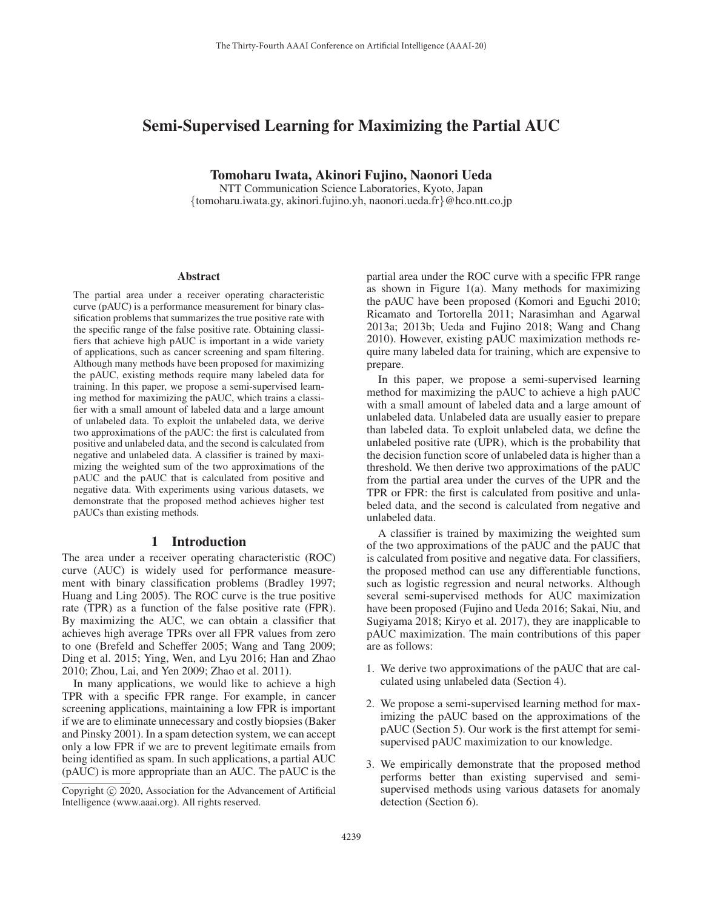# Semi-Supervised Learning for Maximizing the Partial AUC

**Tomoharu Iwata, Akinori Fujino, Naonori Ueda**

NTT Communication Science Laboratories, Kyoto, Japan
{tomoharu.iwata.gy, akinori.fujino.yh, naonori.ueda.fr}@hco.ntt.co.jp

### Abstract

The partial area under a receiver operating characteristic curve (pAUC) is a performance measurement for binary classification problems that summarizes the true positive rate with the specific range of the false positive rate. Obtaining classifiers that achieve high pAUC is important in a wide variety of applications, such as cancer screening and spam filtering. Although many methods have been proposed for maximizing the pAUC, existing methods require many labeled data for training. In this paper, we propose a semi-supervised learning method for maximizing the pAUC, which trains a classifier with a small amount of labeled data and a large amount of unlabeled data. To exploit the unlabeled data, we derive two approximations of the pAUC: the first is calculated from positive and unlabeled data, and the second is calculated from negative and unlabeled data. A classifier is trained by maximizing the weighted sum of the two approximations of the pAUC and the pAUC that is calculated from positive and negative data. With experiments using various datasets, we demonstrate that the proposed method achieves higher test pAUCs than existing methods.

## 1 Introduction

The area under a receiver operating characteristic (ROC) curve (AUC) is widely used for performance measurement with binary classification problems (Bradley 1997; Huang and Ling 2005). The ROC curve is the true positive rate (TPR) as a function of the false positive rate (FPR). By maximizing the AUC, we can obtain a classifier that achieves high average TPRs over all FPR values from zero to one (Brefeld and Scheffer 2005; Wang and Tang 2009; Ding et al. 2015; Ying, Wen, and Lyu 2016; Han and Zhao 2010; Zhou, Lai, and Yen 2009; Zhao et al. 2011).

In many applications, we would like to achieve a high TPR with a specific FPR range. For example, in cancer screening applications, maintaining a low FPR is important if we are to eliminate unnecessary and costly biopsies (Baker and Pinsky 2001). In a spam detection system, we can accept only a low FPR if we are to prevent legitimate emails from being identified as spam. In such applications, a partial AUC (pAUC) is more appropriate than an AUC. The pAUC is the partial area under the ROC curve with a specific FPR range as shown in Figure 1(a). Many methods for maximizing the pAUC have been proposed (Komori and Eguchi 2010; Ricamato and Tortorella 2011; Narasimhan and Agarwal 2013a; 2013b; Ueda and Fujino 2018; Wang and Chang 2010). However, existing pAUC maximization methods require many labeled data for training, which are expensive to prepare.

In this paper, we propose a semi-supervised learning method for maximizing the pAUC to achieve a high pAUC with a small amount of labeled data and a large amount of unlabeled data. Unlabeled data are usually easier to prepare than labeled data. To exploit unlabeled data, we define the unlabeled positive rate (UPR), which is the probability that the decision function score of unlabeled data is higher than a threshold. We then derive two approximations of the pAUC from the partial area under the curves of the UPR and the TPR or FPR: the first is calculated from positive and unlabeled data, and the second is calculated from negative and unlabeled data.

A classifier is trained by maximizing the weighted sum of the two approximations of the pAUC and the pAUC that is calculated from positive and negative data. For classifiers, the proposed method can use any differentiable functions, such as logistic regression and neural networks. Although several semi-supervised methods for AUC maximization have been proposed (Fujino and Ueda 2016; Sakai, Niu, and Sugiyama 2018; Kiryo et al. 2017), they are inapplicable to pAUC maximization. The main contributions of this paper are as follows:

1. We derive two approximations of the pAUC that are calculated using unlabeled data (Section 4).
2. We propose a semi-supervised learning method for maximizing the pAUC based on the approximations of the pAUC (Section 5). Our work is the first attempt for semi-supervised pAUC maximization to our knowledge.
3. We empirically demonstrate that the proposed method performs better than existing supervised and semi-supervised methods using various datasets for anomaly detection (Section 6).

Copyright © 2020, Association for the Advancement of Artificial Intelligence (www.aaai.org). All rights reserved.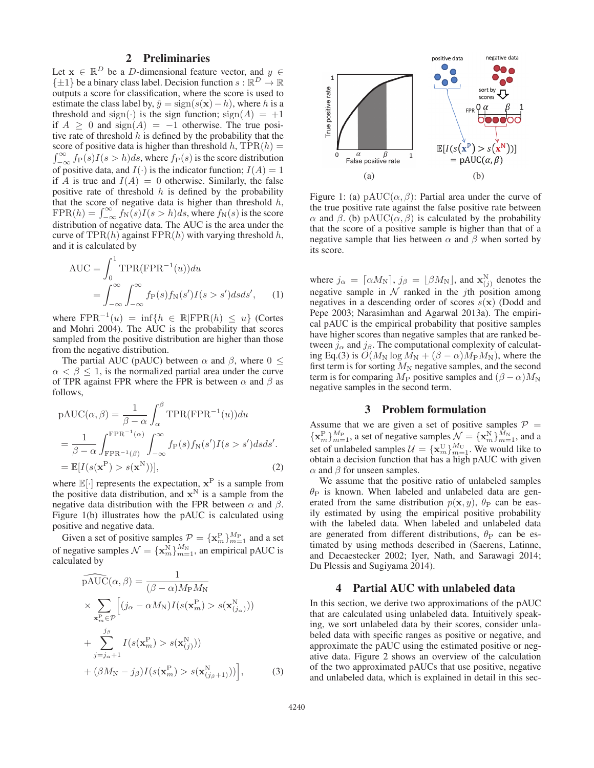## 2 Preliminaries

Let $\mathbf{x} \in \mathbb{R}^D$ be a $D$-dimensional feature vector, and $y \in \{\pm 1\}$ be a binary class label. Decision function $s : \mathbb{R}^D \to \mathbb{R}$ outputs a score for classification, where the score is used to estimate the class label by, $\hat{y} = \text{sign}(s(\mathbf{x}) - h)$, where $h$ is a threshold and $\text{sign}(\cdot)$ is the sign function; $\text{sign}(A) = +1$ if $A \geq 0$ and $\text{sign}(A) = -1$ otherwise. The true positive rate of threshold $h$ is defined by the probability that the score of positive data is higher than threshold $h$, $\text{TPR}(h) = \int_{-\infty}^{\infty} f_{\text{P}}(s) I(s > h) ds$, where $f_{\text{P}}(s)$ is the score distribution of positive data, and $I(\cdot)$ is the indicator function; $I(A) = 1$ if $A$ is true and $I(A) = 0$ otherwise. Similarly, the false positive rate of threshold $h$ is defined by the probability that the score of negative data is higher than threshold $h$, $\text{FPR}(h) = \int_{-\infty}^{\infty} f_{\text{N}}(s) I(s > h) ds$, where $f_{\text{N}}(s)$ is the score distribution of negative data. The AUC is the area under the curve of $\text{TPR}(h)$ against $\text{FPR}(h)$ with varying threshold $h$, and it is calculated by

$$
\begin{aligned}
\text{AUC} &= \int_0^1 \text{TPR}(\text{FPR}^{-1}(u)) du \\
&= \int_{-\infty}^{\infty} \int_{-\infty}^{\infty} f_{\text{P}}(s) f_{\text{N}}(s') I(s > s') ds ds', \qquad (1)
\end{aligned}
$$

where $\text{FPR}^{-1}(u) = \inf\{h \in \mathbb{R} | \text{FPR}(h) \leq u\}$ (Cortes and Mohri 2004). The AUC is the probability that scores sampled from the positive distribution are higher than those from the negative distribution.

The partial AUC (pAUC) between $\alpha$ and $\beta$, where $0 \leq \alpha < \beta \leq 1$, is the normalized partial area under the curve of TPR against FPR where the FPR is between $\alpha$ and $\beta$ as follows,

$$
\begin{aligned}
\text{pAUC}(\alpha, \beta) &= \frac{1}{\beta - \alpha} \int_{\alpha}^{\beta} \text{TPR}(\text{FPR}^{-1}(u)) du \\
&= \frac{1}{\beta - \alpha} \int_{\text{FPR}^{-1}(\beta)}^{\text{FPR}^{-1}(\alpha)} \int_{-\infty}^{\infty} f_{\text{P}}(s) f_{\text{N}}(s') I(s > s') ds ds'. \\
&= \mathbb{E}[I(s(\mathbf{x}^{\text{P}}) > s(\mathbf{x}^{\text{N}}))], \qquad (2)
\end{aligned}
$$

where $\mathbb{E}[\cdot]$ represents the expectation, $\mathbf{x}^{\text{P}}$ is a sample from the positive data distribution, and $\mathbf{x}^{\text{N}}$ is a sample from the negative data distribution with the FPR between $\alpha$ and $\beta$. Figure 1(b) illustrates how the pAUC is calculated using positive and negative data.

Given a set of positive samples $\mathcal{P} = \{\mathbf{x}_m^{\text{P}}\}_{m=1}^{M_{\text{P}}}$ and a set of negative samples $\mathcal{N} = \{\mathbf{x}_m^{\text{N}}\}_{m=1}^{M_{\text{N}}}$, an empirical pAUC is calculated by

$$
\begin{aligned}
\widehat{\text{pAUC}}(\alpha, \beta) &= \frac{1}{(\beta - \alpha) M_{\text{P}} M_{\text{N}}} \\
&\times \sum_{\mathbf{x}_m^{\text{P}} \in \mathcal{P}} \Big[ (j_\alpha - \alpha M_{\text{N}}) I(s(\mathbf{x}_m^{\text{P}}) > s(\mathbf{x}_{(j_\alpha)}^{\text{N}})) \\
&+ \sum_{j=j_\alpha+1}^{j_\beta} I(s(\mathbf{x}_m^{\text{P}}) > s(\mathbf{x}_{(j)}^{\text{N}})) \\
&+ (\beta M_{\text{N}} - j_\beta) I(s(\mathbf{x}_m^{\text{P}}) > s(\mathbf{x}_{(j_\beta+1)}^{\text{N}})) \Big], \qquad (3)
\end{aligned}
$$

Figure 1: (a) $\text{pAUC}(\alpha, \beta)$: Partial area under the curve of the true positive rate against the false positive rate between $\alpha$ and $\beta$. (b) $\text{pAUC}(\alpha, \beta)$ is calculated by the probability that the score of a positive sample is higher than that of a negative sample that lies between $\alpha$ and $\beta$ when sorted by its score.

where $j_\alpha = \lceil \alpha M_{\text{N}} \rceil$, $j_\beta = \lfloor \beta M_{\text{N}} \rfloor$, and $\mathbf{x}_{(j)}^{\text{N}}$ denotes the negative sample in $\mathcal{N}$ ranked in the $j$th position among negatives in a descending order of scores $s(\mathbf{x})$ (Dodd and Pepe 2003; Narasimhan and Agarwal 2013a). The empirical pAUC is the empirical probability that positive samples have higher scores than negative samples that are ranked between $j_\alpha$ and $j_\beta$. The computational complexity of calculating Eq.(3) is $O(M_{\text{N}} \log M_{\text{N}} + (\beta - \alpha) M_{\text{P}} M_{\text{N}})$, where the first term is for sorting $M_{\text{N}}$ negative samples, and the second term is for comparing $M_{\text{P}}$ positive samples and $(\beta - \alpha) M_{\text{N}}$ negative samples in the second term.

## 3 Problem formulation

Assume that we are given a set of positive samples $\mathcal{P} = \{\mathbf{x}_m^{\text{P}}\}_{m=1}^{M_{\text{P}}}$, a set of negative samples $\mathcal{N} = \{\mathbf{x}_m^{\text{N}}\}_{m=1}^{M_{\text{N}}}$, and a set of unlabeled samples $\mathcal{U} = \{\mathbf{x}_m^{\text{U}}\}_{m=1}^{M_{\text{U}}}$. We would like to obtain a decision function that has a high pAUC with given $\alpha$ and $\beta$ for unseen samples.

We assume that the positive ratio of unlabeled samples $\theta_{\text{P}}$ is known. When labeled and unlabeled data are generated from the same distribution $p(\mathbf{x}, y)$, $\theta_{\text{P}}$ can be easily estimated by using the empirical positive probability with the labeled data. When labeled and unlabeled data are generated from different distributions, $\theta_{\text{P}}$ can be estimated by using methods described in (Saerens, Latinne, and Decaestecker 2002; Iyer, Nath, and Sarawagi 2014; Du Plessis and Sugiyama 2014).

## 4 Partial AUC with unlabeled data

In this section, we derive two approximations of the pAUC that are calculated using unlabeled data. Intuitively speaking, we sort unlabeled data by their scores, consider unlabeled data with specific ranges as positive or negative, and approximate the pAUC using the estimated positive or negative data. Figure 2 shows an overview of the calculation of the two approximated pAUCs that use positive, negative and unlabeled data, which is explained in detail in this sec-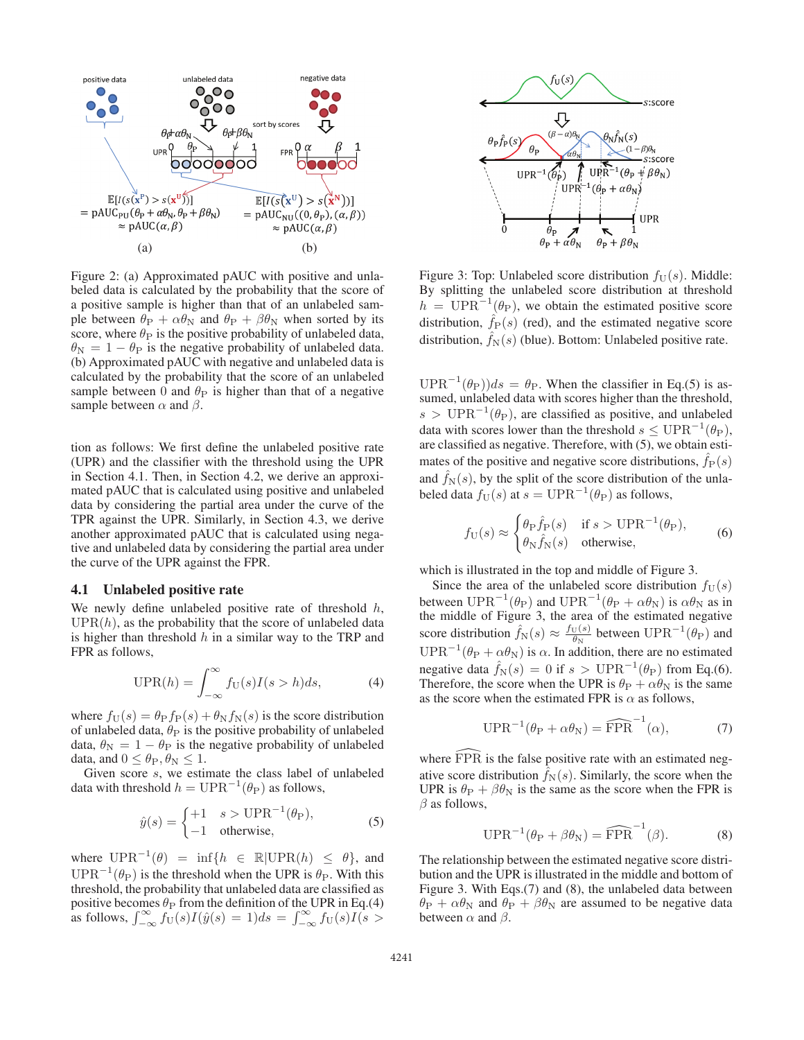Figure 2: (a) Approximated pAUC with positive and unlabeled data is calculated by the probability that the score of a positive sample is higher than that of an unlabeled sample between $\theta_{\mathrm{P}} + \alpha\theta_{\mathrm{N}}$ and $\theta_{\mathrm{P}} + \beta\theta_{\mathrm{N}}$ when sorted by its score, where $\theta_{\mathrm{P}}$ is the positive probability of unlabeled data, $\theta_{\mathrm{N}} = 1 - \theta_{\mathrm{P}}$ is the negative probability of unlabeled data. (b) Approximated pAUC with negative and unlabeled data is calculated by the probability that the score of an unlabeled sample between $0$ and $\theta_{\mathrm{P}}$ is higher than that of a negative sample between $\alpha$ and $\beta$.

Figure 3: Top: Unlabeled score distribution $f_{\mathrm{U}}(s)$. Middle: By splitting the unlabeled score distribution at threshold $h = \mathrm{UPR}^{-1}(\theta_{\mathrm{P}})$, we obtain the estimated positive score distribution, $\hat{f}_{\mathrm{P}}(s)$ (red), and the estimated negative score distribution, $\hat{f}_{\mathrm{N}}(s)$ (blue). Bottom: Unlabeled positive rate.

tion as follows: We first define the unlabeled positive rate (UPR) and the classifier with the threshold using the UPR in Section 4.1. Then, in Section 4.2, we derive an approximated pAUC that is calculated using positive and unlabeled data by considering the partial area under the curve of the TPR against the UPR. Similarly, in Section 4.3, we derive another approximated pAUC that is calculated using negative and unlabeled data by considering the partial area under the curve of the UPR against the FPR.

## 4.1 Unlabeled positive rate

We newly define unlabeled positive rate of threshold $h$, $\mathrm{UPR}(h)$, as the probability that the score of unlabeled data is higher than threshold $h$ in a similar way to the TRP and FPR as follows,

$$\mathrm{UPR}(h) = \int_{-\infty}^{\infty} f_{\mathrm{U}}(s) I(s > h) ds, \tag{4}$$

where $f_{\mathrm{U}}(s) = \theta_{\mathrm{P}} f_{\mathrm{P}}(s) + \theta_{\mathrm{N}} f_{\mathrm{N}}(s)$ is the score distribution of unlabeled data, $\theta_{\mathrm{P}}$ is the positive probability of unlabeled data, $\theta_{\mathrm{N}} = 1 - \theta_{\mathrm{P}}$ is the negative probability of unlabeled data, and $0 \leq \theta_{\mathrm{P}}, \theta_{\mathrm{N}} \leq 1$.

Given score $s$, we estimate the class label of unlabeled data with threshold $h = \mathrm{UPR}^{-1}(\theta_{\mathrm{P}})$ as follows,

$$\hat{y}(s) = \begin{cases} +1 & s > \mathrm{UPR}^{-1}(\theta_{\mathrm{P}}), \\ -1 & \text{otherwise}, \end{cases} \tag{5}$$

where $\mathrm{UPR}^{-1}(\theta) = \inf\{h \in \mathbb{R} | \mathrm{UPR}(h) \leq \theta\}$, and $\mathrm{UPR}^{-1}(\theta_{\mathrm{P}})$ is the threshold when the UPR is $\theta_{\mathrm{P}}$. With this threshold, the probability that unlabeled data are classified as positive becomes $\theta_{\mathrm{P}}$ from the definition of the UPR in Eq.(4) as follows, $\int_{-\infty}^{\infty} f_{\mathrm{U}}(s) I(\hat{y}(s) = 1) ds = \int_{-\infty}^{\infty} f_{\mathrm{U}}(s) I(s > \mathrm{UPR}^{-1}(\theta_{\mathrm{P}})) ds = \theta_{\mathrm{P}}$. When the classifier in Eq.(5) is assumed, unlabeled data with scores higher than the threshold, $s > \mathrm{UPR}^{-1}(\theta_{\mathrm{P}})$, are classified as positive, and unlabeled data with scores lower than the threshold $s \leq \mathrm{UPR}^{-1}(\theta_{\mathrm{P}})$, are classified as negative. Therefore, with (5), we obtain estimates of the positive and negative score distributions, $\hat{f}_{\mathrm{P}}(s)$ and $\hat{f}_{\mathrm{N}}(s)$, by the split of the score distribution of the unlabeled data $f_{\mathrm{U}}(s)$ at $s = \mathrm{UPR}^{-1}(\theta_{\mathrm{P}})$ as follows,

$$f_{\mathrm{U}}(s) \approx \begin{cases} \theta_{\mathrm{P}} \hat{f}_{\mathrm{P}}(s) & \text{if } s > \mathrm{UPR}^{-1}(\theta_{\mathrm{P}}), \\ \theta_{\mathrm{N}} \hat{f}_{\mathrm{N}}(s) & \text{otherwise}, \end{cases} \tag{6}$$

which is illustrated in the top and middle of Figure 3.

Since the area of the unlabeled score distribution $f_{\mathrm{U}}(s)$ between $\mathrm{UPR}^{-1}(\theta_{\mathrm{P}})$ and $\mathrm{UPR}^{-1}(\theta_{\mathrm{P}} + \alpha\theta_{\mathrm{N}})$ is $\alpha\theta_{\mathrm{N}}$ as in the middle of Figure 3, the area of the estimated negative score distribution $\hat{f}_{\mathrm{N}}(s) \approx \frac{f_{\mathrm{U}}(s)}{\theta_{\mathrm{N}}}$ between $\mathrm{UPR}^{-1}(\theta_{\mathrm{P}})$ and $\mathrm{UPR}^{-1}(\theta_{\mathrm{P}} + \alpha\theta_{\mathrm{N}})$ is $\alpha$. In addition, there are no estimated negative data $\hat{f}_{\mathrm{N}}(s) = 0$ if $s > \mathrm{UPR}^{-1}(\theta_{\mathrm{P}})$ from Eq.(6). Therefore, the score when the UPR is $\theta_{\mathrm{P}} + \alpha\theta_{\mathrm{N}}$ is the same as the score when the estimated FPR is $\alpha$ as follows,

$$\mathrm{UPR}^{-1}(\theta_{\mathrm{P}} + \alpha\theta_{\mathrm{N}}) = \widehat{\mathrm{FPR}}^{-1}(\alpha), \tag{7}$$

where $\widehat{\mathrm{FPR}}$ is the false positive rate with an estimated negative score distribution $\hat{f}_{\mathrm{N}}(s)$. Similarly, the score when the UPR is $\theta_{\mathrm{P}} + \beta\theta_{\mathrm{N}}$ is the same as the score when the FPR is $\beta$ as follows,

$$\mathrm{UPR}^{-1}(\theta_{\mathrm{P}} + \beta\theta_{\mathrm{N}}) = \widehat{\mathrm{FPR}}^{-1}(\beta). \tag{8}$$

The relationship between the estimated negative score distribution and the UPR is illustrated in the middle and bottom of Figure 3. With Eqs.(7) and (8), the unlabeled data between $\theta_{\mathrm{P}} + \alpha\theta_{\mathrm{N}}$ and $\theta_{\mathrm{P}} + \beta\theta_{\mathrm{N}}$ are assumed to be negative data between $\alpha$ and $\beta$.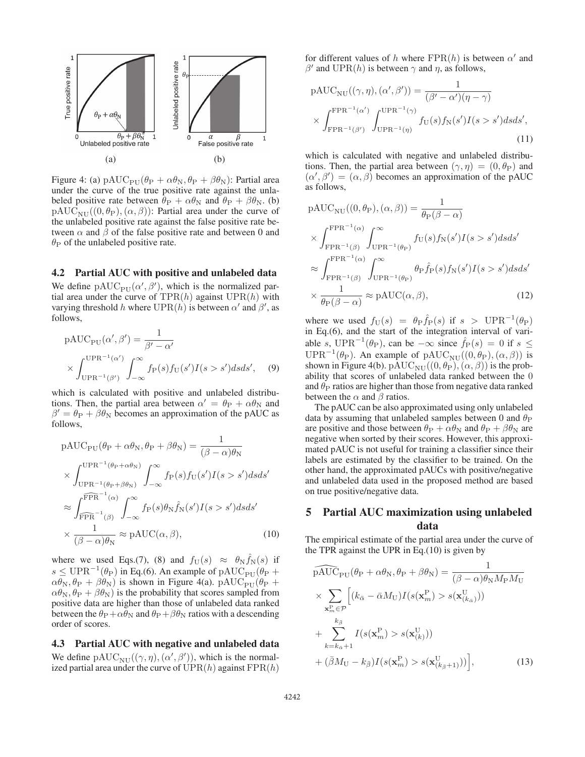Figure 4: (a) $\text{pAUC}_{\text{PU}}(\theta_{\text{P}} + \alpha\theta_{\text{N}}, \theta_{\text{P}} + \beta\theta_{\text{N}})$: Partial area under the curve of the true positive rate against the unlabeled positive rate between $\theta_{\text{P}} + \alpha\theta_{\text{N}}$ and $\theta_{\text{P}} + \beta\theta_{\text{N}}$. (b) $\text{pAUC}_{\text{NU}}((0, \theta_{\text{P}}), (\alpha, \beta))$: Partial area under the curve of the unlabeled positive rate against the false positive rate between $\alpha$ and $\beta$ of the false positive rate and between 0 and $\theta_{\text{P}}$ of the unlabeled positive rate.

### 4.2 Partial AUC with positive and unlabeled data

We define $\text{pAUC}_{\text{PU}}(\alpha', \beta')$, which is the normalized partial area under the curve of $\text{TPR}(h)$ against $\text{UPR}(h)$ with varying threshold $h$ where $\text{UPR}(h)$ is between $\alpha'$ and $\beta'$, as follows,

$$\text{pAUC}_{\text{PU}}(\alpha', \beta') = \frac{1}{\beta' - \alpha'} \times \int_{\text{UPR}^{-1}(\beta')}^{\text{UPR}^{-1}(\alpha')} \int_{-\infty}^{\infty} f_{\text{P}}(s) f_{\text{U}}(s') I(s > s') ds ds', \quad (9)$$

which is calculated with positive and unlabeled distributions. Then, the partial area between $\alpha' = \theta_{\text{P}} + \alpha\theta_{\text{N}}$ and $\beta' = \theta_{\text{P}} + \beta\theta_{\text{N}}$ becomes an approximation of the pAUC as follows,

$$\begin{aligned}
&\text{pAUC}_{\text{PU}}(\theta_{\text{P}} + \alpha\theta_{\text{N}}, \theta_{\text{P}} + \beta\theta_{\text{N}}) = \frac{1}{(\beta - \alpha)\theta_{\text{N}}} \\
&\times \int_{\text{UPR}^{-1}(\theta_{\text{P}} + \beta\theta_{\text{N}})}^{\text{UPR}^{-1}(\theta_{\text{P}} + \alpha\theta_{\text{N}})} \int_{-\infty}^{\infty} f_{\text{P}}(s) f_{\text{U}}(s') I(s > s') ds ds' \\
&\approx \int_{\widehat{\text{FPR}}^{-1}(\beta)}^{\widehat{\text{FPR}}^{-1}(\alpha)} \int_{-\infty}^{\infty} f_{\text{P}}(s) \theta_{\text{N}} \hat{f}_{\text{N}}(s') I(s > s') ds ds' \\
&\times \frac{1}{(\beta - \alpha)\theta_{\text{N}}} \approx \text{pAUC}(\alpha, \beta), \quad (10)
\end{aligned}$$

where we used Eqs.(7), (8) and $f_{\text{U}}(s) \approx \theta_{\text{N}} \hat{f}_{\text{N}}(s)$ if $s \leq \text{UPR}^{-1}(\theta_{\text{P}})$ in Eq.(6). An example of $\text{pAUC}_{\text{PU}}(\theta_{\text{P}} + \alpha\theta_{\text{N}}, \theta_{\text{P}} + \beta\theta_{\text{N}})$ is shown in Figure 4(a). $\text{pAUC}_{\text{PU}}(\theta_{\text{P}} + \alpha\theta_{\text{N}}, \theta_{\text{P}} + \beta\theta_{\text{N}})$ is the probability that scores sampled from positive data are higher than those of unlabeled data ranked between the $\theta_{\text{P}} + \alpha\theta_{\text{N}}$ and $\theta_{\text{P}} + \beta\theta_{\text{N}}$ ratios with a descending order of scores.

### 4.3 Partial AUC with negative and unlabeled data

We define $\text{pAUC}_{\text{NU}}((\gamma, \eta), (\alpha', \beta'))$, which is the normalized partial area under the curve of $\text{UPR}(h)$ against $\text{FPR}(h)$ for different values of $h$ where $\text{FPR}(h)$ is between $\alpha'$ and $\beta'$ and $\text{UPR}(h)$ is between $\gamma$ and $\eta$, as follows,

$$\begin{aligned}
&\text{pAUC}_{\text{NU}}((\gamma, \eta), (\alpha', \beta')) = \frac{1}{(\beta' - \alpha')(\eta - \gamma)} \\
&\times \int_{\text{FPR}^{-1}(\beta')}^{\text{FPR}^{-1}(\alpha')} \int_{\text{UPR}^{-1}(\eta)}^{\text{UPR}^{-1}(\gamma)} f_{\text{U}}(s) f_{\text{N}}(s') I(s > s') ds ds',
\end{aligned} \quad (11)$$

which is calculated with negative and unlabeled distributions. Then, the partial area between $(\gamma, \eta) = (0, \theta_{\text{P}})$ and $(\alpha', \beta') = (\alpha, \beta)$ becomes an approximation of the pAUC as follows,

$$\begin{aligned}
&\text{pAUC}_{\text{NU}}((0, \theta_{\text{P}}), (\alpha, \beta)) = \frac{1}{\theta_{\text{P}}(\beta - \alpha)} \\
&\times \int_{\text{FPR}^{-1}(\beta)}^{\text{FPR}^{-1}(\alpha)} \int_{\text{UPR}^{-1}(\theta_{\text{P}})}^{\infty} f_{\text{U}}(s) f_{\text{N}}(s') I(s > s') ds ds' \\
&\approx \int_{\text{FPR}^{-1}(\beta)}^{\text{FPR}^{-1}(\alpha)} \int_{\text{UPR}^{-1}(\theta_{\text{P}})}^{\infty} \theta_{\text{P}} \hat{f}_{\text{P}}(s) f_{\text{N}}(s') I(s > s') ds ds' \\
&\times \frac{1}{\theta_{\text{P}}(\beta - \alpha)} \approx \text{pAUC}(\alpha, \beta), \quad (12)
\end{aligned}$$

where we used $f_{\text{U}}(s) = \theta_{\text{P}} \hat{f}_{\text{P}}(s)$ if $s > \text{UPR}^{-1}(\theta_{\text{P}})$ in Eq.(6), and the start of the integration interval of variable $s$, $\text{UPR}^{-1}(\theta_{\text{P}})$, can be $-\infty$ since $\hat{f}_{\text{P}}(s) = 0$ if $s \leq \text{UPR}^{-1}(\theta_{\text{P}})$. An example of $\text{pAUC}_{\text{NU}}((0, \theta_{\text{P}}), (\alpha, \beta))$ is shown in Figure 4(b). $\text{pAUC}_{\text{NU}}((0, \theta_{\text{P}}), (\alpha, \beta))$ is the probability that scores of unlabeled data ranked between the 0 and $\theta_{\text{P}}$ ratios are higher than those from negative data ranked between the $\alpha$ and $\beta$ ratios.

The pAUC can be also approximated using only unlabeled data by assuming that unlabeled samples between 0 and $\theta_{\text{P}}$ are positive and those between $\theta_{\text{P}} + \alpha\theta_{\text{N}}$ and $\theta_{\text{P}} + \beta\theta_{\text{N}}$ are negative when sorted by their scores. However, this approximated pAUC is not useful for training a classifier since their labels are estimated by the classifier to be trained. On the other hand, the approximated pAUCs with positive/negative and unlabeled data used in the proposed method are based on true positive/negative data.

## 5 Partial AUC maximization using unlabeled data

The empirical estimate of the partial area under the curve of the TPR against the UPR in Eq.(10) is given by

$$\begin{aligned}
&\widehat{\text{pAUC}}_{\text{PU}}(\theta_{\text{P}} + \alpha\theta_{\text{N}}, \theta_{\text{P}} + \beta\theta_{\text{N}}) = \frac{1}{(\beta - \alpha)\theta_{\text{N}} M_{\text{P}} M_{\text{U}}} \\
&\times \sum_{\mathbf{x}_m^{\text{P}} \in \mathcal{P}} \Big[ (k_{\bar{\alpha}} - \bar{\alpha} M_{\text{U}}) I(s(\mathbf{x}_m^{\text{P}}) > s(\mathbf{x}_{(k_{\bar{\alpha}})}^{\text{U}})) \\
&+ \sum_{k=k_{\bar{\alpha}}+1}^{k_{\bar{\beta}}} I(s(\mathbf{x}_m^{\text{P}}) > s(\mathbf{x}_{(k)}^{\text{U}})) \\
&+ (\bar{\beta} M_{\text{U}} - k_{\bar{\beta}}) I(s(\mathbf{x}_m^{\text{P}}) > s(\mathbf{x}_{(k_{\bar{\beta}}+1)}^{\text{U}})) \Big], \quad (13)
\end{aligned}$$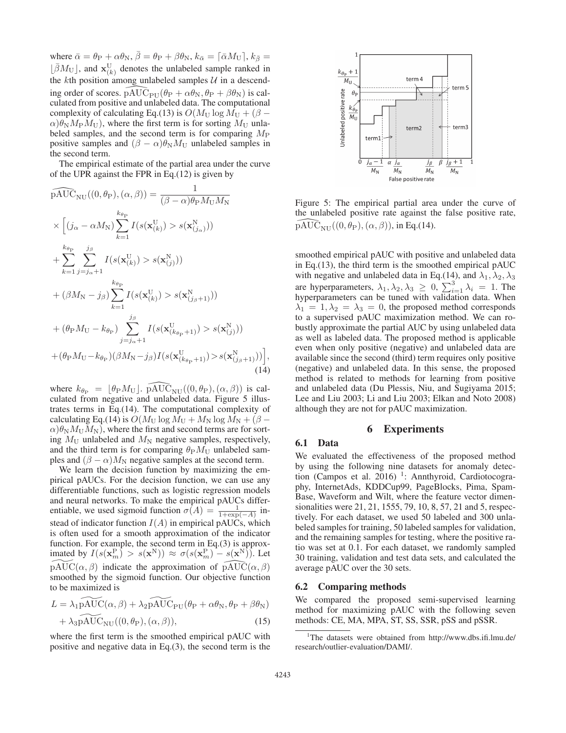where $\bar{\alpha} = \theta_{\rm P} + \alpha\theta_{\rm N}$, $\bar{\beta} = \theta_{\rm P} + \beta\theta_{\rm N}$, $k_{\bar{\alpha}} = \lceil \bar{\alpha} M_{\rm U} \rceil$, $k_{\bar{\beta}} = \lfloor \bar{\beta} M_{\rm U} \rfloor$, and $\mathbf{x}^{\rm U}_{(k)}$ denotes the unlabeled sample ranked in the $k$th position among unlabeled samples $\mathcal{U}$ in a descending order of scores. $\widehat{\rm pAUC}_{\rm PU}(\theta_{\rm P} + \alpha\theta_{\rm N}, \theta_{\rm P} + \beta\theta_{\rm N})$ is calculated from positive and unlabeled data. The computational complexity of calculating Eq.(13) is $O(M_{\rm U} \log M_{\rm U} + (\beta - \alpha)\theta_{\rm N} M_{\rm P} M_{\rm U})$, where the first term is for sorting $M_{\rm U}$ unlabeled samples, and the second term is for comparing $M_{\rm P}$ positive samples and $(\beta - \alpha)\theta_{\rm N} M_{\rm U}$ unlabeled samples in the second term.

The empirical estimate of the partial area under the curve of the UPR against the FPR in Eq.(12) is given by

$$
\begin{aligned}
&\widehat{\rm pAUC}_{\rm NU}((0, \theta_{\rm P}), (\alpha, \beta)) = \frac{1}{(\beta - \alpha)\theta_{\rm P} M_{\rm U} M_{\rm N}} \\
&\times \Big[ (j_\alpha - \alpha M_{\rm N}) \sum_{k=1}^{k_{\theta_{\rm P}}} I(s(\mathbf{x}^{\rm U}_{(k)}) > s(\mathbf{x}^{\rm N}_{(j_\alpha)})) \\
&+ \sum_{k=1}^{k_{\theta_{\rm P}}} \sum_{j=j_\alpha+1}^{j_\beta} I(s(\mathbf{x}^{\rm U}_{(k)}) > s(\mathbf{x}^{\rm N}_{(j)})) \\
&+ (\beta M_{\rm N} - j_\beta) \sum_{k=1}^{k_{\theta_{\rm P}}} I(s(\mathbf{x}^{\rm U}_{(k)}) > s(\mathbf{x}^{\rm N}_{(j_\beta+1)})) \\
&+ (\theta_{\rm P} M_{\rm U} - k_{\theta_{\rm P}}) \sum_{j=j_\alpha+1}^{j_\beta} I(s(\mathbf{x}^{\rm U}_{(k_{\theta_{\rm P}}+1)}) > s(\mathbf{x}^{\rm N}_{(j)})) \\
&+ (\theta_{\rm P} M_{\rm U} - k_{\theta_{\rm P}})(\beta M_{\rm N} - j_\beta) I(s(\mathbf{x}^{\rm U}_{(k_{\theta_{\rm P}}+1)}) > s(\mathbf{x}^{\rm N}_{(j_\beta+1)})) \Big],
\end{aligned}
\tag{14}
$$

where $k_{\theta_{\rm P}} = \lfloor \theta_{\rm P} M_{\rm U} \rfloor$. $\widehat{\rm pAUC}_{\rm NU}((0, \theta_{\rm P}), (\alpha, \beta))$ is calculated from negative and unlabeled data. Figure 5 illustrates terms in Eq.(14). The computational complexity of calculating Eq.(14) is $O(M_{\rm U} \log M_{\rm U} + M_{\rm N} \log M_{\rm N} + (\beta - \alpha)\theta_{\rm N} M_{\rm U} M_{\rm N})$, where the first and second terms are for sorting $M_{\rm U}$ unlabeled and $M_{\rm N}$ negative samples, respectively, and the third term is for comparing $\theta_{\rm P} M_{\rm U}$ unlabeled samples and $(\beta - \alpha) M_{\rm N}$ negative samples at the second term.

We learn the decision function by maximizing the empirical pAUCs. For the decision function, we can use any differentiable functions, such as logistic regression models and neural networks. To make the empirical pAUCs differentiable, we used sigmoid function $\sigma(A) = \frac{1}{1+\exp(-A)}$ instead of indicator function $I(A)$ in empirical pAUCs, which is often used for a smooth approximation of the indicator function. For example, the second term in Eq.(3) is approximated by $I(s(\mathbf{x}^{\rm P}_m) > s(\mathbf{x}^{\rm N})) \approx \sigma(s(\mathbf{x}^{\rm P}_m) - s(\mathbf{x}^{\rm N}))$. Let $\widetilde{\rm pAUC}(\alpha, \beta)$ indicate the approximation of $\widehat{\rm pAUC}(\alpha, \beta)$ smoothed by the sigmoid function. Our objective function to be maximized is

$$
\begin{aligned}
L = &\lambda_1 \widetilde{\rm pAUC}(\alpha, \beta) + \lambda_2 \widetilde{\rm pAUC}_{\rm PU}(\theta_{\rm P} + \alpha\theta_{\rm N}, \theta_{\rm P} + \beta\theta_{\rm N}) \\
&+ \lambda_3 \widetilde{\rm pAUC}_{\rm NU}((0, \theta_{\rm P}), (\alpha, \beta)),
\end{aligned}
\tag{15}
$$

where the first term is the smoothed empirical pAUC with positive and negative data in Eq.(3), the second term is the smoothed empirical pAUC with positive and unlabeled data in Eq.(13), the third term is the smoothed empirical pAUC with negative and unlabeled data in Eq.(14), and $\lambda_1, \lambda_2, \lambda_3$ are hyperparameters, $\lambda_1, \lambda_2, \lambda_3 \geq 0$, $\sum_{i=1}^{3} \lambda_i = 1$. The hyperparameters can be tuned with validation data. When $\lambda_1 = 1, \lambda_2 = \lambda_3 = 0$, the proposed method corresponds to a supervised pAUC maximization method. We can robustly approximate the partial AUC by using unlabeled data as well as labeled data. The proposed method is applicable even when only positive (negative) and unlabeled data are available since the second (third) term requires only positive (negative) and unlabeled data. In this sense, the proposed method is related to methods for learning from positive and unlabeled data (Du Plessis, Niu, and Sugiyama 2015; Lee and Liu 2003; Li and Liu 2003; Elkan and Noto 2008) although they are not for pAUC maximization.

Figure 5: The empirical partial area under the curve of the unlabeled positive rate against the false positive rate, $\widehat{\rm pAUC}_{\rm NU}((0, \theta_{\rm P}), (\alpha, \beta))$, in Eq.(14).

## 6 Experiments

### 6.1 Data

We evaluated the effectiveness of the proposed method by using the following nine datasets for anomaly detection (Campos et al. 2016) [1]: Annthyroid, Cardiotocography, InternetAds, KDDCup99, PageBlocks, Pima, SpamBase, Waveform and Wilt, where the feature vector dimensionalities were 21, 21, 1555, 79, 10, 8, 57, 21 and 5, respectively. For each dataset, we used 50 labeled and 300 unlabeled samples for training, 50 labeled samples for validation, and the remaining samples for testing, where the positive ratio was set at 0.1. For each dataset, we randomly sampled 30 training, validation and test data sets, and calculated the average pAUC over the 30 sets.

### 6.2 Comparing methods

We compared the proposed semi-supervised learning method for maximizing pAUC with the following seven methods: CE, MA, MPA, ST, SS, SSR, pSS and pSSR.

[1] The datasets were obtained from http://www.dbs.ifi.lmu.de/research/outlier-evaluation/DAMI/.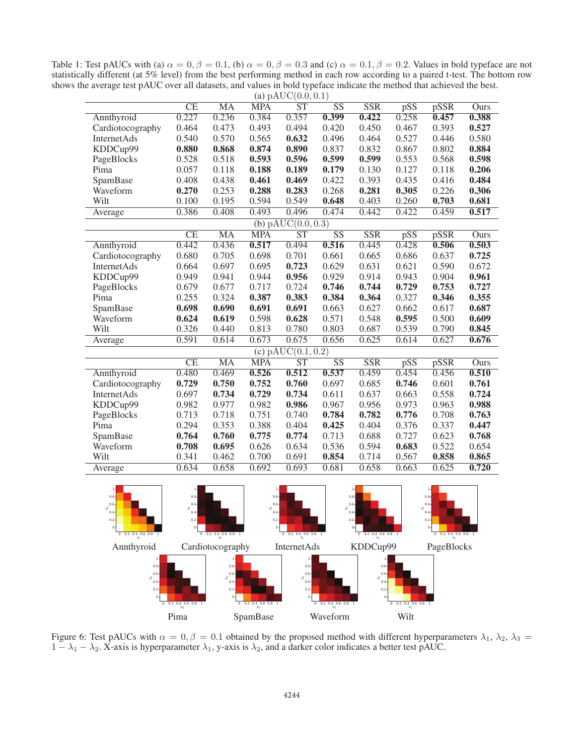Table 1: Test pAUCs with (a) $\alpha = 0, \beta = 0.1$, (b) $\alpha = 0, \beta = 0.3$ and (c) $\alpha = 0.1, \beta = 0.2$. Values in bold typeface are not statistically different (at 5% level) from the best performing method in each row according to a paired t-test. The bottom row shows the average test pAUC over all datasets, and values in bold typeface indicate the method that achieved the best.

(a) pAUC(0.0, 0.1)

| | CE | MA | MPA | ST | SS | SSR | pSS | pSSR | Ours |
|---|---|---|---|---|---|---|---|---|---|
| Annthyroid | 0.227 | 0.236 | 0.384 | 0.357 | **0.399** | **0.422** | 0.258 | **0.457** | **0.388** |
| Cardiotocography | 0.464 | 0.473 | 0.493 | 0.494 | 0.420 | 0.450 | 0.467 | 0.393 | **0.527** |
| InternetAds | 0.540 | 0.570 | 0.565 | **0.632** | 0.496 | 0.464 | 0.527 | 0.446 | 0.580 |
| KDDCup99 | **0.880** | **0.868** | **0.874** | **0.890** | 0.837 | 0.832 | 0.867 | 0.802 | **0.884** |
| PageBlocks | 0.528 | 0.518 | **0.593** | **0.596** | **0.599** | **0.599** | 0.553 | 0.568 | **0.598** |
| Pima | 0.057 | 0.118 | **0.188** | **0.189** | **0.179** | 0.130 | 0.127 | 0.118 | **0.206** |
| SpamBase | 0.408 | 0.438 | **0.461** | **0.469** | 0.422 | 0.393 | 0.435 | 0.416 | **0.484** |
| Waveform | **0.270** | 0.253 | **0.288** | **0.283** | 0.268 | **0.281** | **0.305** | 0.226 | **0.306** |
| Wilt | 0.100 | 0.195 | 0.594 | 0.549 | **0.648** | 0.403 | 0.260 | **0.703** | **0.681** |
| Average | 0.386 | 0.408 | 0.493 | 0.496 | 0.474 | 0.442 | 0.422 | 0.459 | **0.517** |

(b) pAUC(0.0, 0.3)

| | CE | MA | MPA | ST | SS | SSR | pSS | pSSR | Ours |
|---|---|---|---|---|---|---|---|---|---|
| Annthyroid | 0.442 | 0.436 | **0.517** | 0.494 | **0.516** | 0.445 | 0.428 | **0.506** | **0.503** |
| Cardiotocography | 0.680 | 0.705 | 0.698 | 0.701 | 0.661 | 0.665 | 0.686 | 0.637 | **0.725** |
| InternetAds | 0.664 | 0.697 | 0.695 | **0.723** | 0.629 | 0.631 | 0.621 | 0.590 | 0.672 |
| KDDCup99 | 0.949 | 0.941 | 0.944 | **0.956** | 0.929 | 0.914 | 0.943 | 0.904 | **0.961** |
| PageBlocks | 0.679 | 0.677 | 0.717 | 0.724 | **0.746** | **0.744** | **0.729** | **0.753** | **0.727** |
| Pima | 0.255 | 0.324 | **0.387** | **0.383** | **0.384** | **0.364** | 0.327 | **0.346** | **0.355** |
| SpamBase | **0.698** | **0.690** | **0.691** | **0.691** | 0.663 | 0.627 | 0.662 | 0.617 | **0.687** |
| Waveform | **0.624** | **0.619** | 0.598 | **0.628** | 0.571 | 0.548 | **0.595** | 0.500 | **0.609** |
| Wilt | 0.326 | 0.440 | 0.813 | 0.780 | 0.803 | 0.687 | 0.539 | 0.790 | **0.845** |
| Average | 0.591 | 0.614 | 0.673 | 0.675 | 0.656 | 0.625 | 0.614 | 0.627 | **0.676** |

(c) pAUC(0.1, 0.2)

| | CE | MA | MPA | ST | SS | SSR | pSS | pSSR | Ours |
|---|---|---|---|---|---|---|---|---|---|
| Annthyroid | 0.480 | 0.469 | **0.526** | **0.512** | **0.537** | 0.459 | 0.454 | 0.456 | **0.510** |
| Cardiotocography | **0.729** | **0.750** | **0.752** | **0.760** | 0.697 | 0.685 | **0.746** | 0.601 | **0.761** |
| InternetAds | 0.697 | **0.734** | **0.729** | **0.734** | 0.611 | 0.637 | 0.663 | 0.558 | **0.724** |
| KDDCup99 | **0.982** | 0.977 | **0.982** | **0.986** | 0.967 | 0.956 | 0.973 | 0.963 | **0.988** |
| PageBlocks | 0.713 | 0.718 | 0.751 | 0.740 | **0.784** | **0.782** | **0.776** | 0.708 | **0.763** |
| Pima | 0.294 | 0.353 | 0.388 | 0.404 | **0.425** | 0.404 | 0.376 | 0.337 | **0.447** |
| SpamBase | **0.764** | **0.760** | **0.775** | **0.774** | 0.713 | 0.688 | 0.727 | 0.623 | **0.768** |
| Waveform | **0.708** | **0.695** | 0.626 | 0.634 | 0.536 | 0.594 | **0.683** | 0.522 | 0.654 |
| Wilt | 0.341 | 0.462 | 0.700 | 0.691 | **0.854** | 0.714 | 0.567 | **0.858** | **0.865** |
| Average | 0.634 | 0.658 | 0.692 | 0.693 | 0.681 | 0.658 | 0.663 | 0.625 | **0.720** |

Annthyroid, Cardiotocography, InternetAds, KDDCup99, PageBlocks, Pima, SpamBase, Waveform, Wilt

Figure 6: Test pAUCs with $\alpha = 0, \beta = 0.1$ obtained by the proposed method with different hyperparameters $\lambda_1$, $\lambda_2$, $\lambda_3 = 1 - \lambda_1 - \lambda_2$. X-axis is hyperparameter $\lambda_1$, y-axis is $\lambda_2$, and a darker color indicates a better test pAUC.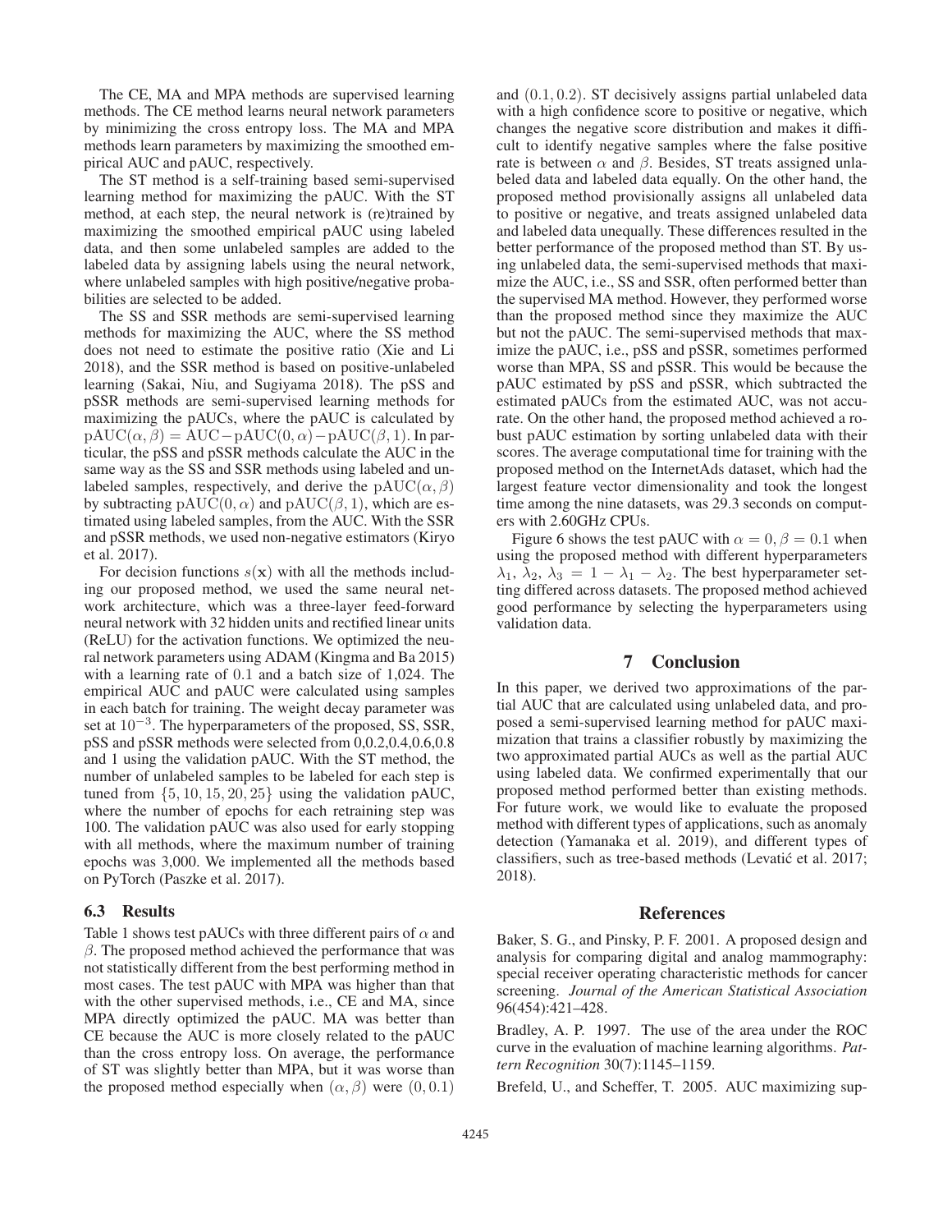The CE, MA and MPA methods are supervised learning methods. The CE method learns neural network parameters by minimizing the cross entropy loss. The MA and MPA methods learn parameters by maximizing the smoothed empirical AUC and pAUC, respectively.

The ST method is a self-training based semi-supervised learning method for maximizing the pAUC. With the ST method, at each step, the neural network is (re)trained by maximizing the smoothed empirical pAUC using labeled data, and then some unlabeled samples are added to the labeled data by assigning labels using the neural network, where unlabeled samples with high positive/negative probabilities are selected to be added.

The SS and SSR methods are semi-supervised learning methods for maximizing the AUC, where the SS method does not need to estimate the positive ratio (Xie and Li 2018), and the SSR method is based on positive-unlabeled learning (Sakai, Niu, and Sugiyama 2018). The pSS and pSSR methods are semi-supervised learning methods for maximizing the pAUCs, where the pAUC is calculated by $\mathrm{pAUC}(\alpha, \beta) = \mathrm{AUC} - \mathrm{pAUC}(0, \alpha) - \mathrm{pAUC}(\beta, 1)$. In particular, the pSS and pSSR methods calculate the AUC in the same way as the SS and SSR methods using labeled and unlabeled samples, respectively, and derive the $\mathrm{pAUC}(\alpha, \beta)$ by subtracting $\mathrm{pAUC}(0, \alpha)$ and $\mathrm{pAUC}(\beta, 1)$, which are estimated using labeled samples, from the AUC. With the SSR and pSSR methods, we used non-negative estimators (Kiryo et al. 2017).

For decision functions $s(\mathbf{x})$ with all the methods including our proposed method, we used the same neural network architecture, which was a three-layer feed-forward neural network with 32 hidden units and rectified linear units (ReLU) for the activation functions. We optimized the neural network parameters using ADAM (Kingma and Ba 2015) with a learning rate of 0.1 and a batch size of 1,024. The empirical AUC and pAUC were calculated using samples in each batch for training. The weight decay parameter was set at $10^{-3}$. The hyperparameters of the proposed, SS, SSR, pSS and pSSR methods were selected from 0,0.2,0.4,0.6,0.8 and 1 using the validation pAUC. With the ST method, the number of unlabeled samples to be labeled for each step is tuned from $\{5, 10, 15, 20, 25\}$ using the validation pAUC, where the number of epochs for each retraining step was 100. The validation pAUC was also used for early stopping with all methods, where the maximum number of training epochs was 3,000. We implemented all the methods based on PyTorch (Paszke et al. 2017).

### 6.3 Results

Table 1 shows test pAUCs with three different pairs of $\alpha$ and $\beta$. The proposed method achieved the performance that was not statistically different from the best performing method in most cases. The test pAUC with MPA was higher than that with the other supervised methods, i.e., CE and MA, since MPA directly optimized the pAUC. MA was better than CE because the AUC is more closely related to the pAUC than the cross entropy loss. On average, the performance of ST was slightly better than MPA, but it was worse than the proposed method especially when $(\alpha, \beta)$ were $(0, 0.1)$ and $(0.1, 0.2)$. ST decisively assigns partial unlabeled data with a high confidence score to positive or negative, which changes the negative score distribution and makes it difficult to identify negative samples where the false positive rate is between $\alpha$ and $\beta$. Besides, ST treats assigned unlabeled data and labeled data equally. On the other hand, the proposed method provisionally assigns all unlabeled data to positive or negative, and treats assigned unlabeled data and labeled data unequally. These differences resulted in the better performance of the proposed method than ST. By using unlabeled data, the semi-supervised methods that maximize the AUC, i.e., SS and SSR, often performed better than the supervised MA method. However, they performed worse than the proposed method since they maximize the AUC but not the pAUC. The semi-supervised methods that maximize the pAUC, i.e., pSS and pSSR, sometimes performed worse than MPA, SS and pSSR. This would be because the pAUC estimated by pSS and pSSR, which subtracted the estimated pAUCs from the estimated AUC, was not accurate. On the other hand, the proposed method achieved a robust pAUC estimation by sorting unlabeled data with their scores. The average computational time for training with the proposed method on the InternetAds dataset, which had the largest feature vector dimensionality and took the longest time among the nine datasets, was 29.3 seconds on computers with 2.60GHz CPUs.

Figure 6 shows the test pAUC with $\alpha = 0, \beta = 0.1$ when using the proposed method with different hyperparameters $\lambda_1$, $\lambda_2$, $\lambda_3 = 1 - \lambda_1 - \lambda_2$. The best hyperparameter setting differed across datasets. The proposed method achieved good performance by selecting the hyperparameters using validation data.

## 7 Conclusion

In this paper, we derived two approximations of the partial AUC that are calculated using unlabeled data, and proposed a semi-supervised learning method for pAUC maximization that trains a classifier robustly by maximizing the two approximated partial AUCs as well as the partial AUC using labeled data. We confirmed experimentally that our proposed method performed better than existing methods. For future work, we would like to evaluate the proposed method with different types of applications, such as anomaly detection (Yamanaka et al. 2019), and different types of classifiers, such as tree-based methods (Levatić et al. 2017; 2018).

## References

Baker, S. G., and Pinsky, P. F. 2001. A proposed design and analysis for comparing digital and analog mammography: special receiver operating characteristic methods for cancer screening. *Journal of the American Statistical Association* 96(454):421–428.

Bradley, A. P. 1997. The use of the area under the ROC curve in the evaluation of machine learning algorithms. *Pattern Recognition* 30(7):1145–1159.

Brefeld, U., and Scheffer, T. 2005. AUC maximizing sup-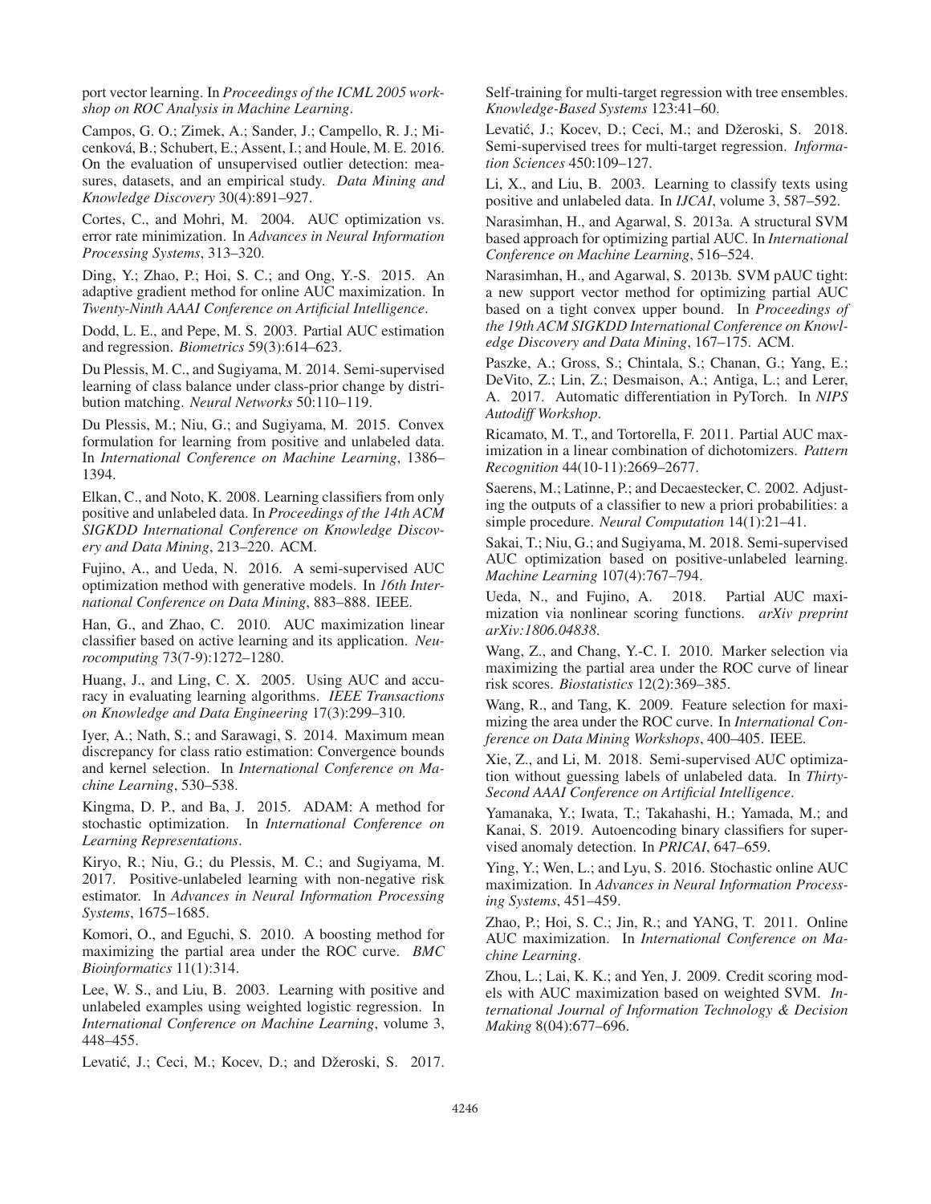port vector learning. In *Proceedings of the ICML 2005 workshop on ROC Analysis in Machine Learning*.

Campos, G. O.; Zimek, A.; Sander, J.; Campello, R. J.; Micenková, B.; Schubert, E.; Assent, I.; and Houle, M. E. 2016. On the evaluation of unsupervised outlier detection: measures, datasets, and an empirical study. *Data Mining and Knowledge Discovery* 30(4):891–927.

Cortes, C., and Mohri, M. 2004. AUC optimization vs. error rate minimization. In *Advances in Neural Information Processing Systems*, 313–320.

Ding, Y.; Zhao, P.; Hoi, S. C.; and Ong, Y.-S. 2015. An adaptive gradient method for online AUC maximization. In *Twenty-Ninth AAAI Conference on Artificial Intelligence*.

Dodd, L. E., and Pepe, M. S. 2003. Partial AUC estimation and regression. *Biometrics* 59(3):614–623.

Du Plessis, M. C., and Sugiyama, M. 2014. Semi-supervised learning of class balance under class-prior change by distribution matching. *Neural Networks* 50:110–119.

Du Plessis, M.; Niu, G.; and Sugiyama, M. 2015. Convex formulation for learning from positive and unlabeled data. In *International Conference on Machine Learning*, 1386–1394.

Elkan, C., and Noto, K. 2008. Learning classifiers from only positive and unlabeled data. In *Proceedings of the 14th ACM SIGKDD International Conference on Knowledge Discovery and Data Mining*, 213–220. ACM.

Fujino, A., and Ueda, N. 2016. A semi-supervised AUC optimization method with generative models. In *16th International Conference on Data Mining*, 883–888. IEEE.

Han, G., and Zhao, C. 2010. AUC maximization linear classifier based on active learning and its application. *Neurocomputing* 73(7-9):1272–1280.

Huang, J., and Ling, C. X. 2005. Using AUC and accuracy in evaluating learning algorithms. *IEEE Transactions on Knowledge and Data Engineering* 17(3):299–310.

Iyer, A.; Nath, S.; and Sarawagi, S. 2014. Maximum mean discrepancy for class ratio estimation: Convergence bounds and kernel selection. In *International Conference on Machine Learning*, 530–538.

Kingma, D. P., and Ba, J. 2015. ADAM: A method for stochastic optimization. In *International Conference on Learning Representations*.

Kiryo, R.; Niu, G.; du Plessis, M. C.; and Sugiyama, M. 2017. Positive-unlabeled learning with non-negative risk estimator. In *Advances in Neural Information Processing Systems*, 1675–1685.

Komori, O., and Eguchi, S. 2010. A boosting method for maximizing the partial area under the ROC curve. *BMC Bioinformatics* 11(1):314.

Lee, W. S., and Liu, B. 2003. Learning with positive and unlabeled examples using weighted logistic regression. In *International Conference on Machine Learning*, volume 3, 448–455.

Levatić, J.; Ceci, M.; Kocev, D.; and Džeroski, S. 2017. Self-training for multi-target regression with tree ensembles. *Knowledge-Based Systems* 123:41–60.

Levatić, J.; Kocev, D.; Ceci, M.; and Džeroski, S. 2018. Semi-supervised trees for multi-target regression. *Information Sciences* 450:109–127.

Li, X., and Liu, B. 2003. Learning to classify texts using positive and unlabeled data. In *IJCAI*, volume 3, 587–592.

Narasimhan, H., and Agarwal, S. 2013a. A structural SVM based approach for optimizing partial AUC. In *International Conference on Machine Learning*, 516–524.

Narasimhan, H., and Agarwal, S. 2013b. SVM pAUC tight: a new support vector method for optimizing partial AUC based on a tight convex upper bound. In *Proceedings of the 19th ACM SIGKDD International Conference on Knowledge Discovery and Data Mining*, 167–175. ACM.

Paszke, A.; Gross, S.; Chintala, S.; Chanan, G.; Yang, E.; DeVito, Z.; Lin, Z.; Desmaison, A.; Antiga, L.; and Lerer, A. 2017. Automatic differentiation in PyTorch. In *NIPS Autodiff Workshop*.

Ricamato, M. T., and Tortorella, F. 2011. Partial AUC maximization in a linear combination of dichotomizers. *Pattern Recognition* 44(10-11):2669–2677.

Saerens, M.; Latinne, P.; and Decaestecker, C. 2002. Adjusting the outputs of a classifier to new a priori probabilities: a simple procedure. *Neural Computation* 14(1):21–41.

Sakai, T.; Niu, G.; and Sugiyama, M. 2018. Semi-supervised AUC optimization based on positive-unlabeled learning. *Machine Learning* 107(4):767–794.

Ueda, N., and Fujino, A. 2018. Partial AUC maximization via nonlinear scoring functions. *arXiv preprint arXiv:1806.04838*.

Wang, Z., and Chang, Y.-C. I. 2010. Marker selection via maximizing the partial area under the ROC curve of linear risk scores. *Biostatistics* 12(2):369–385.

Wang, R., and Tang, K. 2009. Feature selection for maximizing the area under the ROC curve. In *International Conference on Data Mining Workshops*, 400–405. IEEE.

Xie, Z., and Li, M. 2018. Semi-supervised AUC optimization without guessing labels of unlabeled data. In *Thirty-Second AAAI Conference on Artificial Intelligence*.

Yamanaka, Y.; Iwata, T.; Takahashi, H.; Yamada, M.; and Kanai, S. 2019. Autoencoding binary classifiers for supervised anomaly detection. In *PRICAI*, 647–659.

Ying, Y.; Wen, L.; and Lyu, S. 2016. Stochastic online AUC maximization. In *Advances in Neural Information Processing Systems*, 451–459.

Zhao, P.; Hoi, S. C.; Jin, R.; and YANG, T. 2011. Online AUC maximization. In *International Conference on Machine Learning*.

Zhou, L.; Lai, K. K.; and Yen, J. 2009. Credit scoring models with AUC maximization based on weighted SVM. *International Journal of Information Technology & Decision Making* 8(04):677–696.